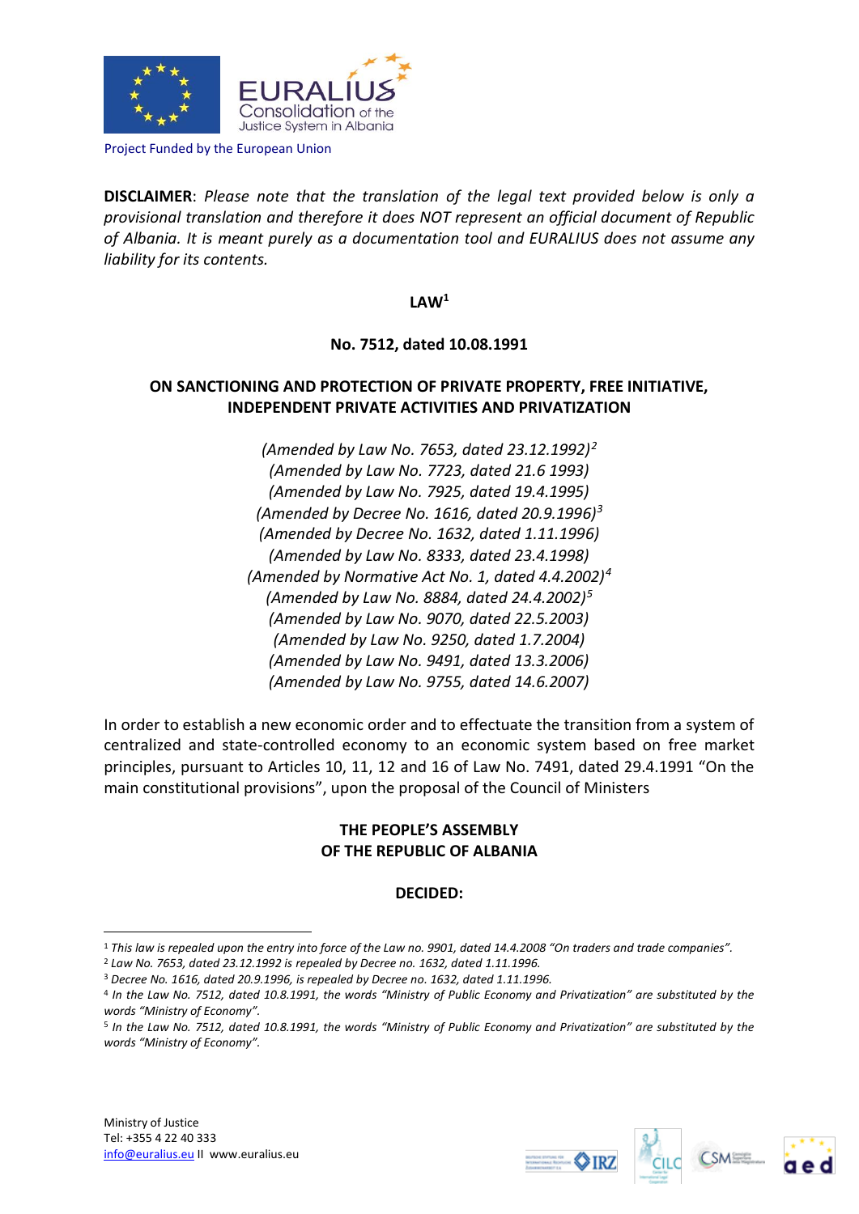Project Funded by the European Union

**DISCLAIMER**: *Please note that the translation of the legal text provided below is only a provisional translation and therefore it does NOT represent an official document of Republic of Albania. It is meant purely as a documentation tool and EURALIUS does not assume any liability for its contents.*

# LAW[1]

## No. 7512, dated 10.08.1991

## ON SANCTIONING AND PROTECTION OF PRIVATE PROPERTY, FREE INITIATIVE, INDEPENDENT PRIVATE ACTIVITIES AND PRIVATIZATION

*(Amended by Law No. 7653, dated 23.12.1992)*[2]
*(Amended by Law No. 7723, dated 21.6 1993)*
*(Amended by Law No. 7925, dated 19.4.1995)*
*(Amended by Decree No. 1616, dated 20.9.1996)*[3]
*(Amended by Decree No. 1632, dated 1.11.1996)*
*(Amended by Law No. 8333, dated 23.4.1998)*
*(Amended by Normative Act No. 1, dated 4.4.2002)*[4]
*(Amended by Law No. 8884, dated 24.4.2002)*[5]
*(Amended by Law No. 9070, dated 22.5.2003)*
*(Amended by Law No. 9250, dated 1.7.2004)*
*(Amended by Law No. 9491, dated 13.3.2006)*
*(Amended by Law No. 9755, dated 14.6.2007)*

In order to establish a new economic order and to effectuate the transition from a system of centralized and state-controlled economy to an economic system based on free market principles, pursuant to Articles 10, 11, 12 and 16 of Law No. 7491, dated 29.4.1991 "On the main constitutional provisions", upon the proposal of the Council of Ministers

**THE PEOPLE'S ASSEMBLY**
**OF THE REPUBLIC OF ALBANIA**

**DECIDED:**

---

[1] *This law is repealed upon the entry into force of the Law no. 9901, dated 14.4.2008 "On traders and trade companies".*

[2] *Law No. 7653, dated 23.12.1992 is repealed by Decree no. 1632, dated 1.11.1996.*

[3] *Decree No. 1616, dated 20.9.1996, is repealed by Decree no. 1632, dated 1.11.1996.*

[4] *In the Law No. 7512, dated 10.8.1991, the words "Ministry of Public Economy and Privatization" are substituted by the words "Ministry of Economy".*

[5] *In the Law No. 7512, dated 10.8.1991, the words "Ministry of Public Economy and Privatization" are substituted by the words "Ministry of Economy".*

Ministry of Justice
Tel: +355 4 22 40 333
info@euralius.eu II www.euralius.eu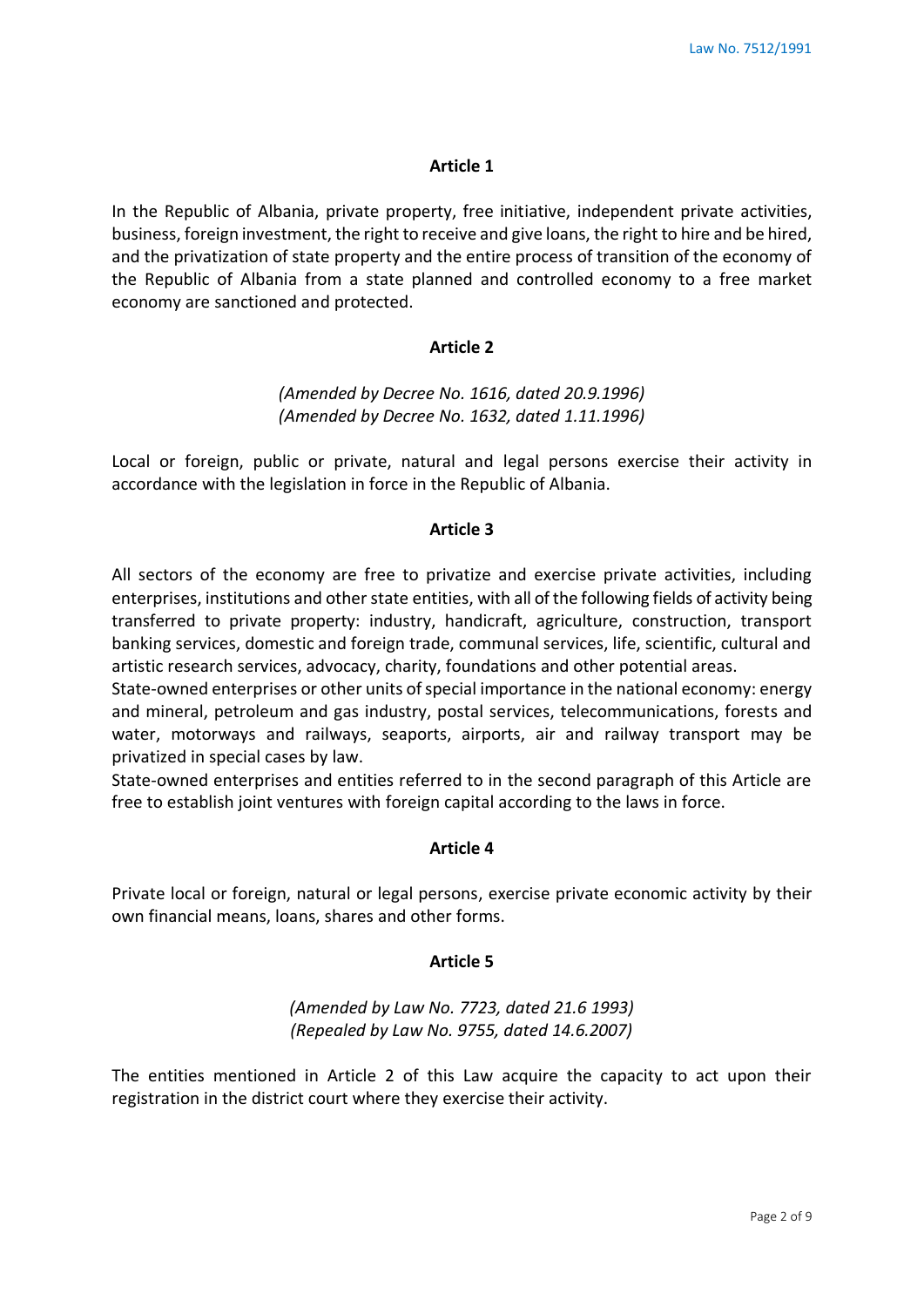## Article 1

In the Republic of Albania, private property, free initiative, independent private activities, business, foreign investment, the right to receive and give loans, the right to hire and be hired, and the privatization of state property and the entire process of transition of the economy of the Republic of Albania from a state planned and controlled economy to a free market economy are sanctioned and protected.

## Article 2

*(Amended by Decree No. 1616, dated 20.9.1996)*
*(Amended by Decree No. 1632, dated 1.11.1996)*

Local or foreign, public or private, natural and legal persons exercise their activity in accordance with the legislation in force in the Republic of Albania.

## Article 3

All sectors of the economy are free to privatize and exercise private activities, including enterprises, institutions and other state entities, with all of the following fields of activity being transferred to private property: industry, handicraft, agriculture, construction, transport banking services, domestic and foreign trade, communal services, life, scientific, cultural and artistic research services, advocacy, charity, foundations and other potential areas.

State-owned enterprises or other units of special importance in the national economy: energy and mineral, petroleum and gas industry, postal services, telecommunications, forests and water, motorways and railways, seaports, airports, air and railway transport may be privatized in special cases by law.

State-owned enterprises and entities referred to in the second paragraph of this Article are free to establish joint ventures with foreign capital according to the laws in force.

## Article 4

Private local or foreign, natural or legal persons, exercise private economic activity by their own financial means, loans, shares and other forms.

## Article 5

*(Amended by Law No. 7723, dated 21.6 1993)*
*(Repealed by Law No. 9755, dated 14.6.2007)*

The entities mentioned in Article 2 of this Law acquire the capacity to act upon their registration in the district court where they exercise their activity.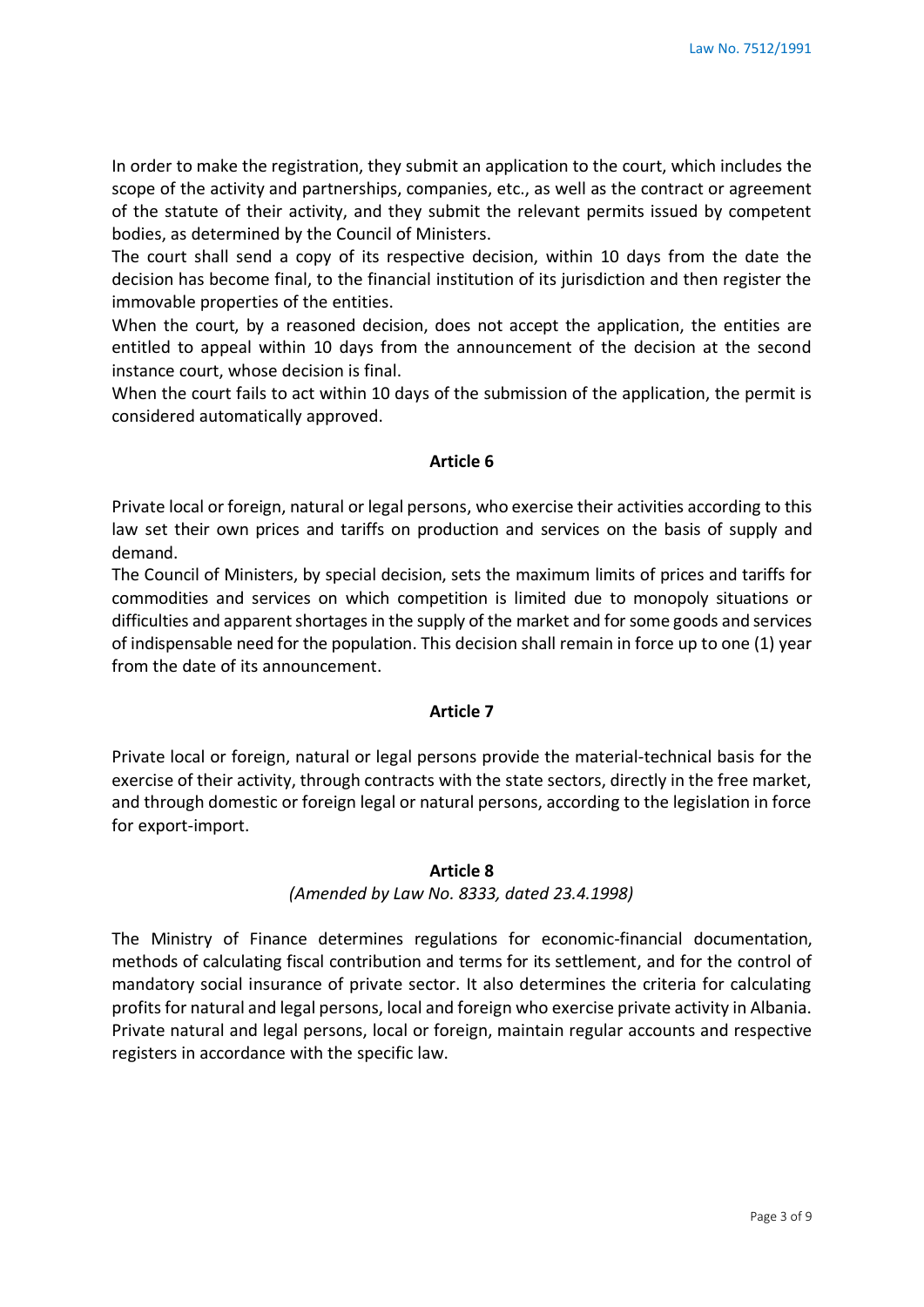In order to make the registration, they submit an application to the court, which includes the scope of the activity and partnerships, companies, etc., as well as the contract or agreement of the statute of their activity, and they submit the relevant permits issued by competent bodies, as determined by the Council of Ministers.

The court shall send a copy of its respective decision, within 10 days from the date the decision has become final, to the financial institution of its jurisdiction and then register the immovable properties of the entities.

When the court, by a reasoned decision, does not accept the application, the entities are entitled to appeal within 10 days from the announcement of the decision at the second instance court, whose decision is final.

When the court fails to act within 10 days of the submission of the application, the permit is considered automatically approved.

**Article 6**

Private local or foreign, natural or legal persons, who exercise their activities according to this law set their own prices and tariffs on production and services on the basis of supply and demand.

The Council of Ministers, by special decision, sets the maximum limits of prices and tariffs for commodities and services on which competition is limited due to monopoly situations or difficulties and apparent shortages in the supply of the market and for some goods and services of indispensable need for the population. This decision shall remain in force up to one (1) year from the date of its announcement.

**Article 7**

Private local or foreign, natural or legal persons provide the material-technical basis for the exercise of their activity, through contracts with the state sectors, directly in the free market, and through domestic or foreign legal or natural persons, according to the legislation in force for export-import.

**Article 8**

*(Amended by Law No. 8333, dated 23.4.1998)*

The Ministry of Finance determines regulations for economic-financial documentation, methods of calculating fiscal contribution and terms for its settlement, and for the control of mandatory social insurance of private sector. It also determines the criteria for calculating profits for natural and legal persons, local and foreign who exercise private activity in Albania.

Private natural and legal persons, local or foreign, maintain regular accounts and respective registers in accordance with the specific law.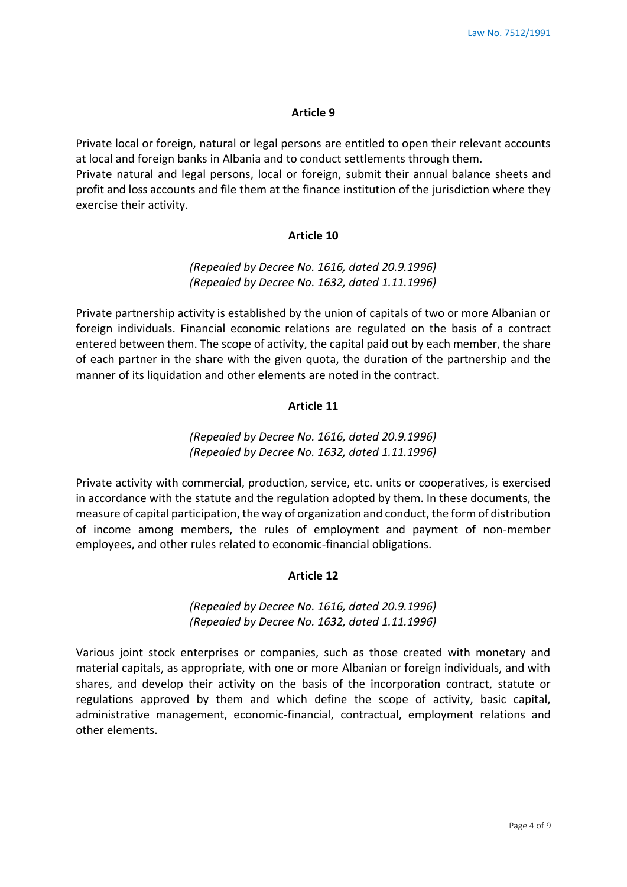## Article 9

Private local or foreign, natural or legal persons are entitled to open their relevant accounts at local and foreign banks in Albania and to conduct settlements through them.
Private natural and legal persons, local or foreign, submit their annual balance sheets and profit and loss accounts and file them at the finance institution of the jurisdiction where they exercise their activity.

## Article 10

*(Repealed by Decree No. 1616, dated 20.9.1996)*
*(Repealed by Decree No. 1632, dated 1.11.1996)*

Private partnership activity is established by the union of capitals of two or more Albanian or foreign individuals. Financial economic relations are regulated on the basis of a contract entered between them. The scope of activity, the capital paid out by each member, the share of each partner in the share with the given quota, the duration of the partnership and the manner of its liquidation and other elements are noted in the contract.

## Article 11

*(Repealed by Decree No. 1616, dated 20.9.1996)*
*(Repealed by Decree No. 1632, dated 1.11.1996)*

Private activity with commercial, production, service, etc. units or cooperatives, is exercised in accordance with the statute and the regulation adopted by them. In these documents, the measure of capital participation, the way of organization and conduct, the form of distribution of income among members, the rules of employment and payment of non-member employees, and other rules related to economic-financial obligations.

## Article 12

*(Repealed by Decree No. 1616, dated 20.9.1996)*
*(Repealed by Decree No. 1632, dated 1.11.1996)*

Various joint stock enterprises or companies, such as those created with monetary and material capitals, as appropriate, with one or more Albanian or foreign individuals, and with shares, and develop their activity on the basis of the incorporation contract, statute or regulations approved by them and which define the scope of activity, basic capital, administrative management, economic-financial, contractual, employment relations and other elements.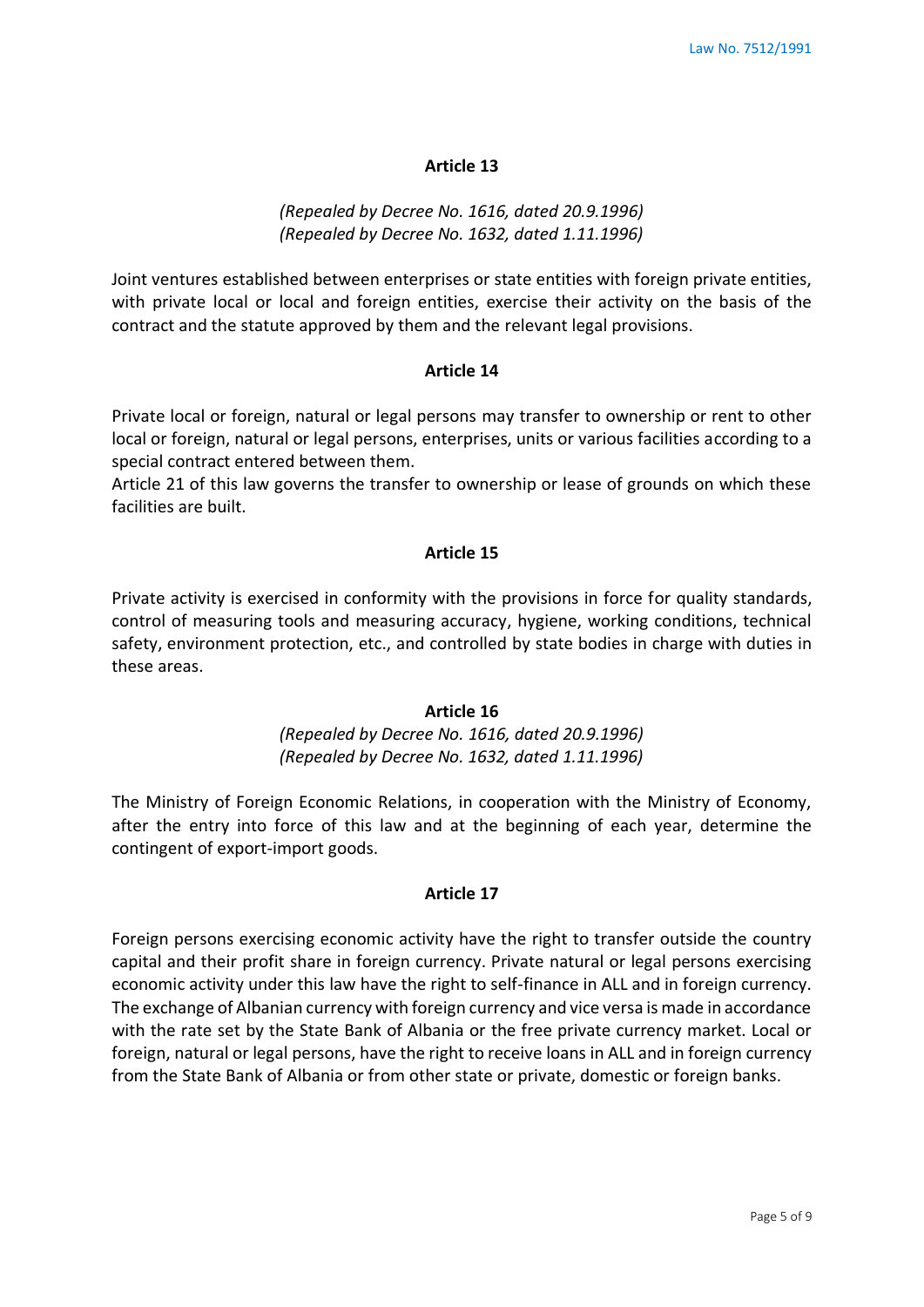### Article 13

*(Repealed by Decree No. 1616, dated 20.9.1996)*
*(Repealed by Decree No. 1632, dated 1.11.1996)*

Joint ventures established between enterprises or state entities with foreign private entities, with private local or local and foreign entities, exercise their activity on the basis of the contract and the statute approved by them and the relevant legal provisions.

### Article 14

Private local or foreign, natural or legal persons may transfer to ownership or rent to other local or foreign, natural or legal persons, enterprises, units or various facilities according to a special contract entered between them.
Article 21 of this law governs the transfer to ownership or lease of grounds on which these facilities are built.

### Article 15

Private activity is exercised in conformity with the provisions in force for quality standards, control of measuring tools and measuring accuracy, hygiene, working conditions, technical safety, environment protection, etc., and controlled by state bodies in charge with duties in these areas.

### Article 16

*(Repealed by Decree No. 1616, dated 20.9.1996)*
*(Repealed by Decree No. 1632, dated 1.11.1996)*

The Ministry of Foreign Economic Relations, in cooperation with the Ministry of Economy, after the entry into force of this law and at the beginning of each year, determine the contingent of export-import goods.

### Article 17

Foreign persons exercising economic activity have the right to transfer outside the country capital and their profit share in foreign currency. Private natural or legal persons exercising economic activity under this law have the right to self-finance in ALL and in foreign currency. The exchange of Albanian currency with foreign currency and vice versa is made in accordance with the rate set by the State Bank of Albania or the free private currency market. Local or foreign, natural or legal persons, have the right to receive loans in ALL and in foreign currency from the State Bank of Albania or from other state or private, domestic or foreign banks.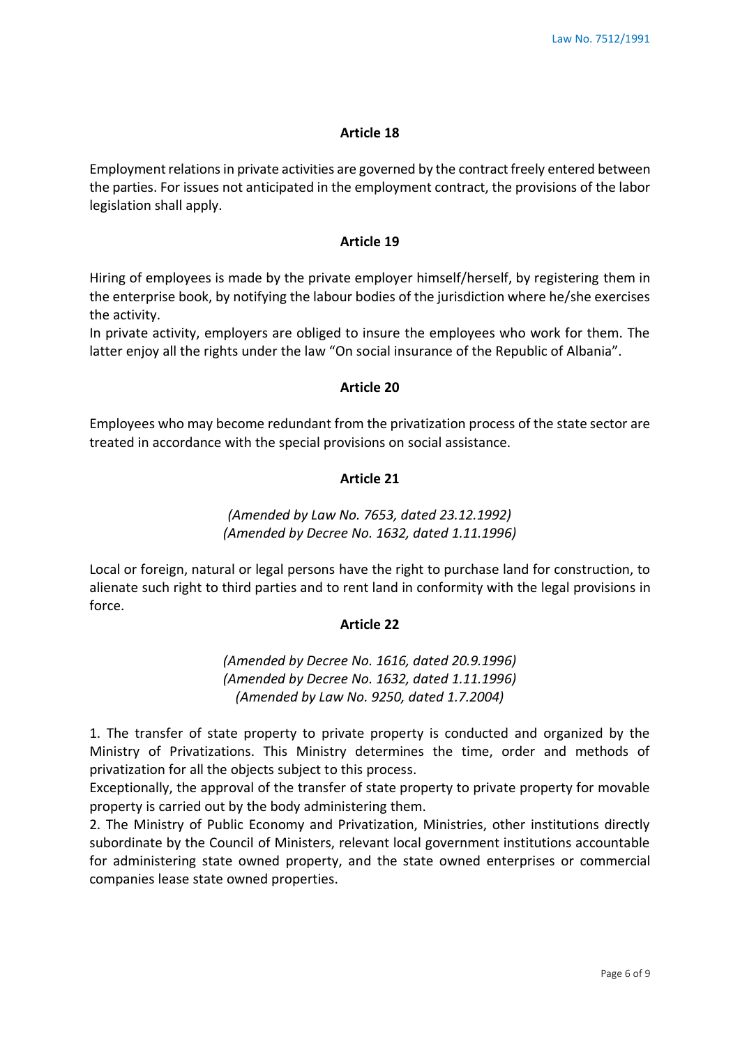### Article 18

Employment relations in private activities are governed by the contract freely entered between the parties. For issues not anticipated in the employment contract, the provisions of the labor legislation shall apply.

### Article 19

Hiring of employees is made by the private employer himself/herself, by registering them in the enterprise book, by notifying the labour bodies of the jurisdiction where he/she exercises the activity.
In private activity, employers are obliged to insure the employees who work for them. The latter enjoy all the rights under the law "On social insurance of the Republic of Albania".

### Article 20

Employees who may become redundant from the privatization process of the state sector are treated in accordance with the special provisions on social assistance.

### Article 21

*(Amended by Law No. 7653, dated 23.12.1992)*
*(Amended by Decree No. 1632, dated 1.11.1996)*

Local or foreign, natural or legal persons have the right to purchase land for construction, to alienate such right to third parties and to rent land in conformity with the legal provisions in force.

### Article 22

*(Amended by Decree No. 1616, dated 20.9.1996)*
*(Amended by Decree No. 1632, dated 1.11.1996)*
*(Amended by Law No. 9250, dated 1.7.2004)*

1. The transfer of state property to private property is conducted and organized by the Ministry of Privatizations. This Ministry determines the time, order and methods of privatization for all the objects subject to this process.
Exceptionally, the approval of the transfer of state property to private property for movable property is carried out by the body administering them.
2. The Ministry of Public Economy and Privatization, Ministries, other institutions directly subordinate by the Council of Ministers, relevant local government institutions accountable for administering state owned property, and the state owned enterprises or commercial companies lease state owned properties.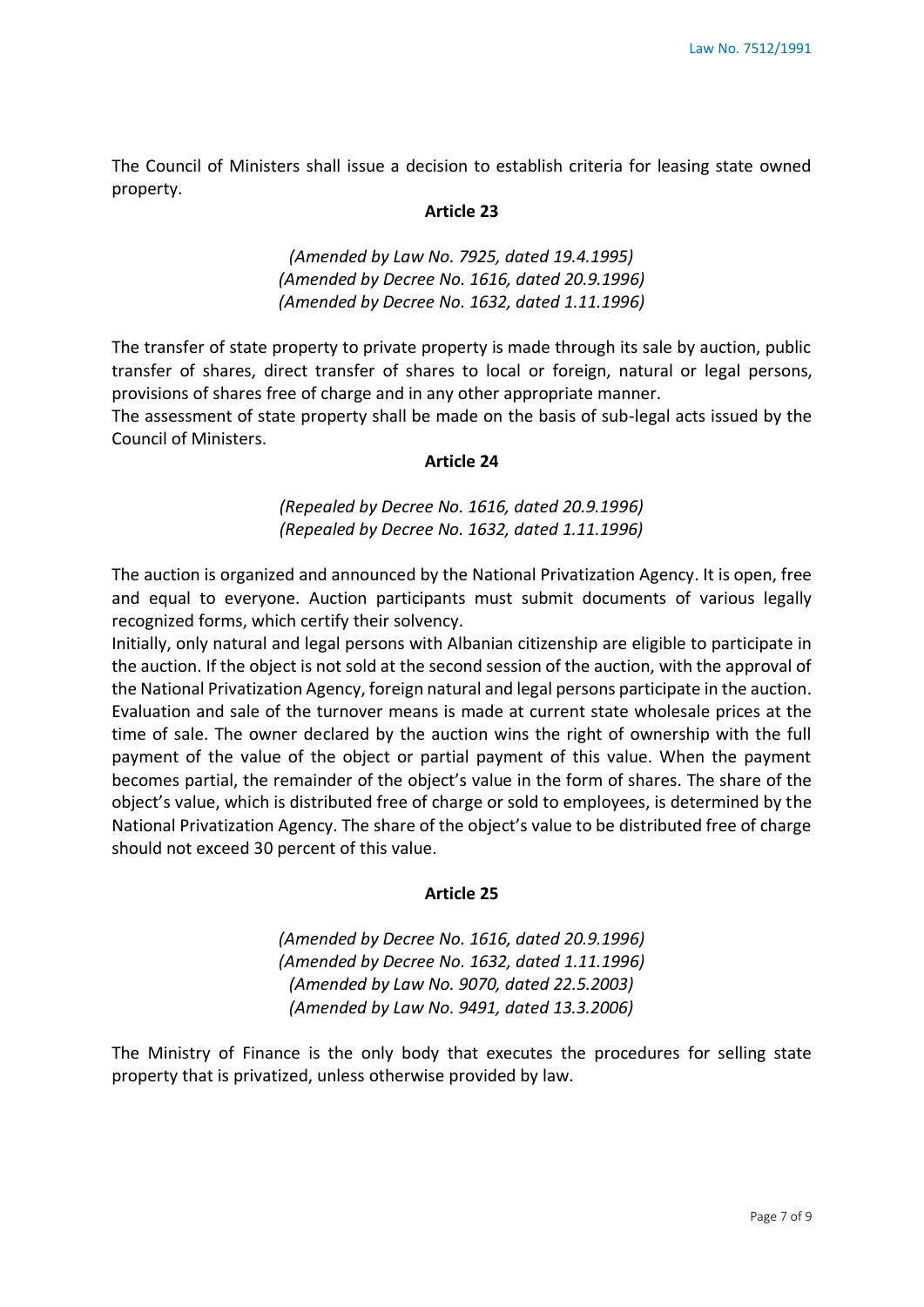The Council of Ministers shall issue a decision to establish criteria for leasing state owned property.

### Article 23

*(Amended by Law No. 7925, dated 19.4.1995)*
*(Amended by Decree No. 1616, dated 20.9.1996)*
*(Amended by Decree No. 1632, dated 1.11.1996)*

The transfer of state property to private property is made through its sale by auction, public transfer of shares, direct transfer of shares to local or foreign, natural or legal persons, provisions of shares free of charge and in any other appropriate manner.
The assessment of state property shall be made on the basis of sub-legal acts issued by the Council of Ministers.

### Article 24

*(Repealed by Decree No. 1616, dated 20.9.1996)*
*(Repealed by Decree No. 1632, dated 1.11.1996)*

The auction is organized and announced by the National Privatization Agency. It is open, free and equal to everyone. Auction participants must submit documents of various legally recognized forms, which certify their solvency.
Initially, only natural and legal persons with Albanian citizenship are eligible to participate in the auction. If the object is not sold at the second session of the auction, with the approval of the National Privatization Agency, foreign natural and legal persons participate in the auction. Evaluation and sale of the turnover means is made at current state wholesale prices at the time of sale. The owner declared by the auction wins the right of ownership with the full payment of the value of the object or partial payment of this value. When the payment becomes partial, the remainder of the object's value in the form of shares. The share of the object's value, which is distributed free of charge or sold to employees, is determined by the National Privatization Agency. The share of the object's value to be distributed free of charge should not exceed 30 percent of this value.

### Article 25

*(Amended by Decree No. 1616, dated 20.9.1996)*
*(Amended by Decree No. 1632, dated 1.11.1996)*
*(Amended by Law No. 9070, dated 22.5.2003)*
*(Amended by Law No. 9491, dated 13.3.2006)*

The Ministry of Finance is the only body that executes the procedures for selling state property that is privatized, unless otherwise provided by law.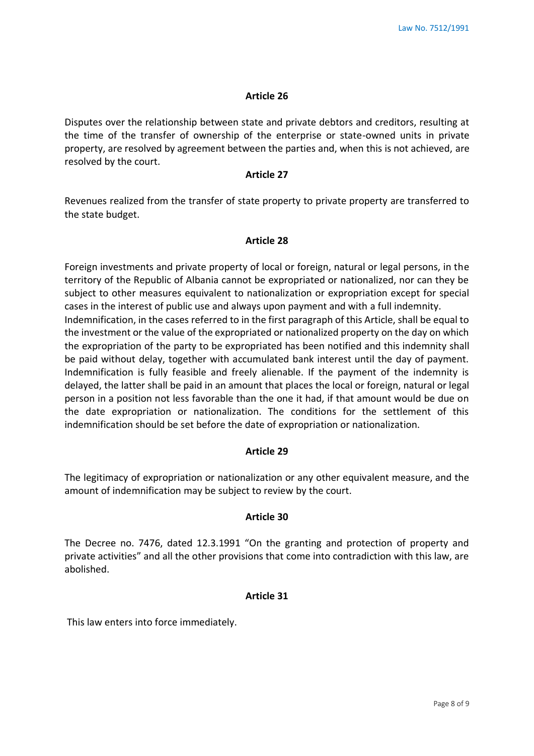### Article 26

Disputes over the relationship between state and private debtors and creditors, resulting at the time of the transfer of ownership of the enterprise or state-owned units in private property, are resolved by agreement between the parties and, when this is not achieved, are resolved by the court.

### Article 27

Revenues realized from the transfer of state property to private property are transferred to the state budget.

### Article 28

Foreign investments and private property of local or foreign, natural or legal persons, in the territory of the Republic of Albania cannot be expropriated or nationalized, nor can they be subject to other measures equivalent to nationalization or expropriation except for special cases in the interest of public use and always upon payment and with a full indemnity.
Indemnification, in the cases referred to in the first paragraph of this Article, shall be equal to the investment or the value of the expropriated or nationalized property on the day on which the expropriation of the party to be expropriated has been notified and this indemnity shall be paid without delay, together with accumulated bank interest until the day of payment. Indemnification is fully feasible and freely alienable. If the payment of the indemnity is delayed, the latter shall be paid in an amount that places the local or foreign, natural or legal person in a position not less favorable than the one it had, if that amount would be due on the date expropriation or nationalization. The conditions for the settlement of this indemnification should be set before the date of expropriation or nationalization.

### Article 29

The legitimacy of expropriation or nationalization or any other equivalent measure, and the amount of indemnification may be subject to review by the court.

### Article 30

The Decree no. 7476, dated 12.3.1991 "On the granting and protection of property and private activities" and all the other provisions that come into contradiction with this law, are abolished.

### Article 31

This law enters into force immediately.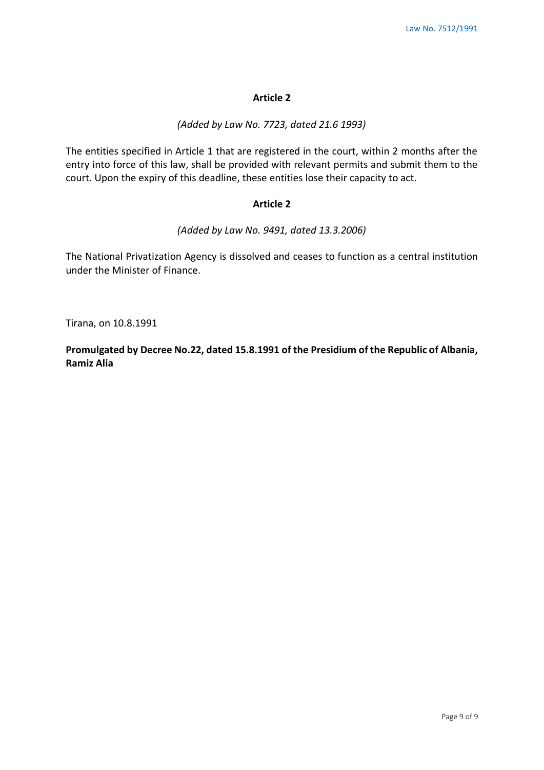### Article 2

*(Added by Law No. 7723, dated 21.6 1993)*

The entities specified in Article 1 that are registered in the court, within 2 months after the entry into force of this law, shall be provided with relevant permits and submit them to the court. Upon the expiry of this deadline, these entities lose their capacity to act.

### Article 2

*(Added by Law No. 9491, dated 13.3.2006)*

The National Privatization Agency is dissolved and ceases to function as a central institution under the Minister of Finance.

Tirana, on 10.8.1991

**Promulgated by Decree No.22, dated 15.8.1991 of the Presidium of the Republic of Albania, Ramiz Alia**